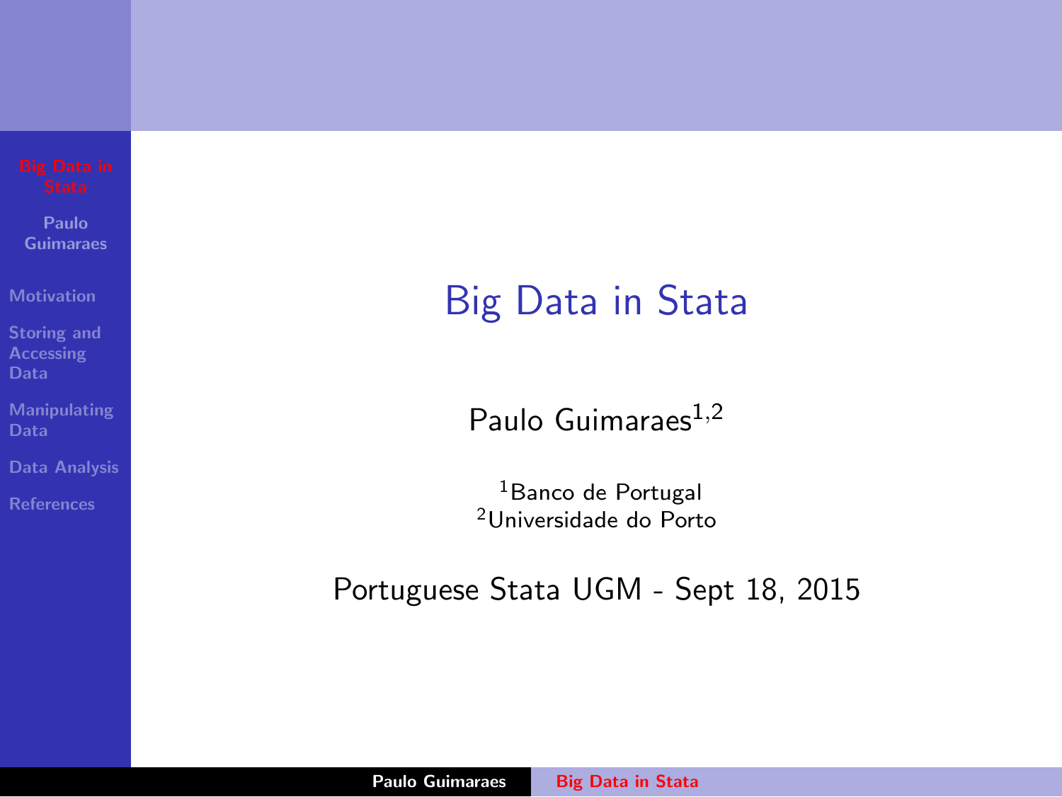# Big Data in Stata

Paulo Guimaraes[1,2]

[1]Banco de Portugal
[2]Universidade do Porto

Portuguese Stata UGM - Sept 18, 2015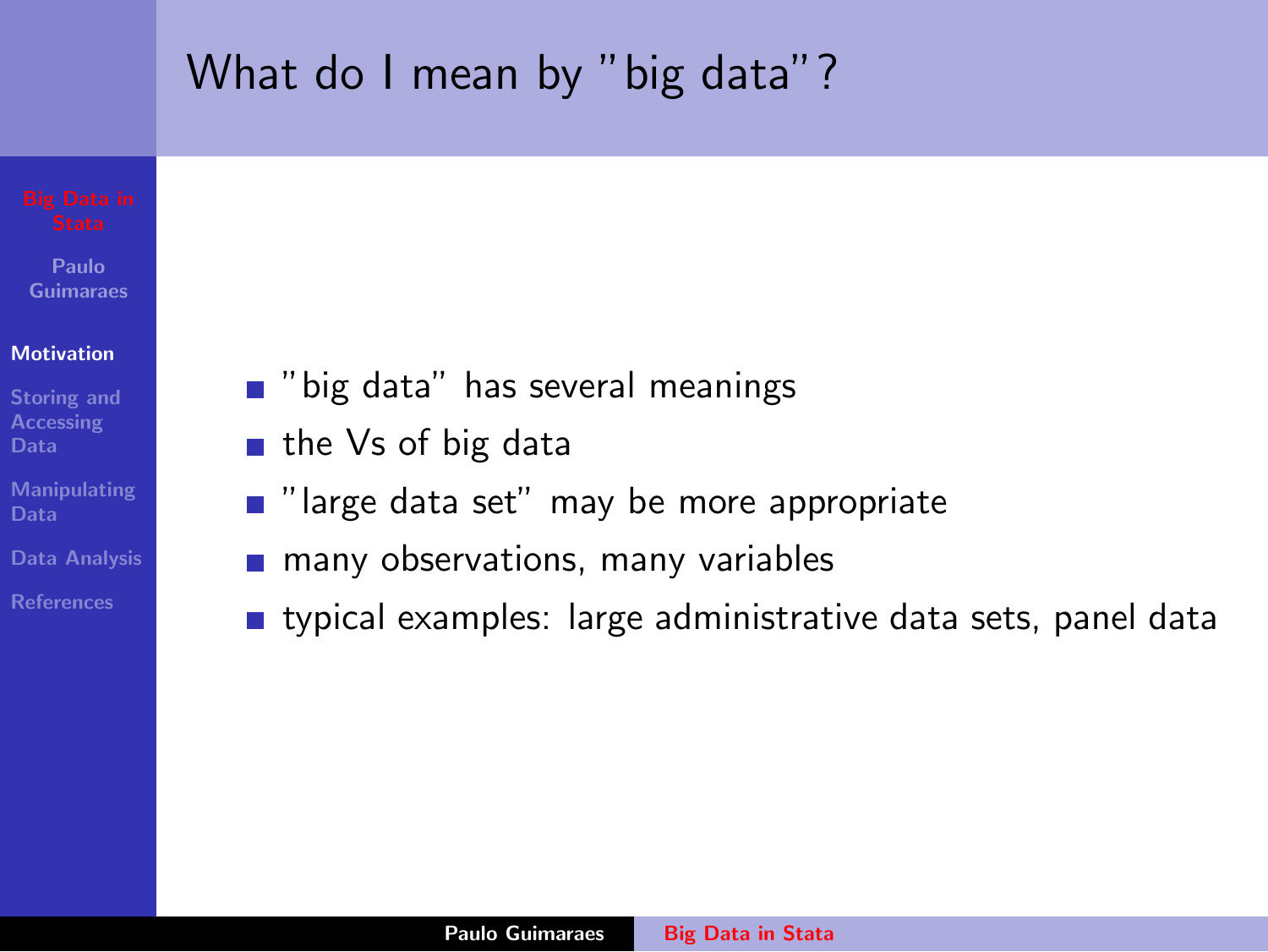# What do I mean by "big data"?

- "big data" has several meanings
- the Vs of big data
- "large data set" may be more appropriate
- many observations, many variables
- typical examples: large administrative data sets, panel data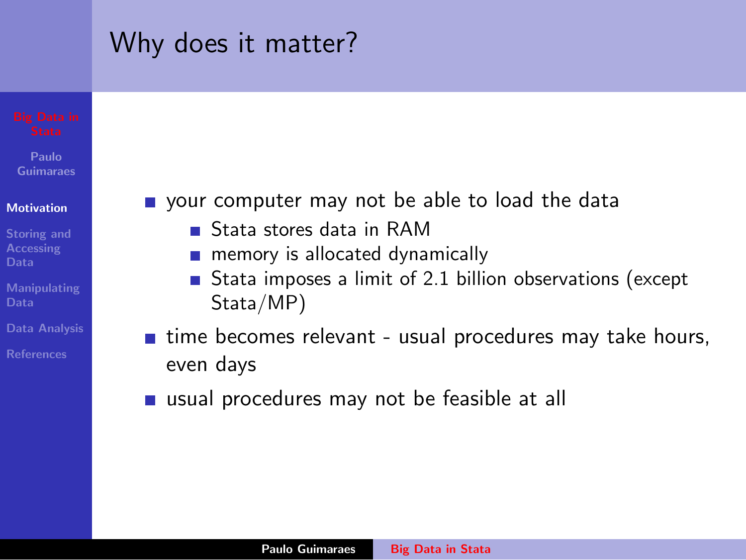# Why does it matter?

- your computer may not be able to load the data
  - Stata stores data in RAM
  - memory is allocated dynamically
  - Stata imposes a limit of 2.1 billion observations (except Stata/MP)
- time becomes relevant - usual procedures may take hours, even days
- usual procedures may not be feasible at all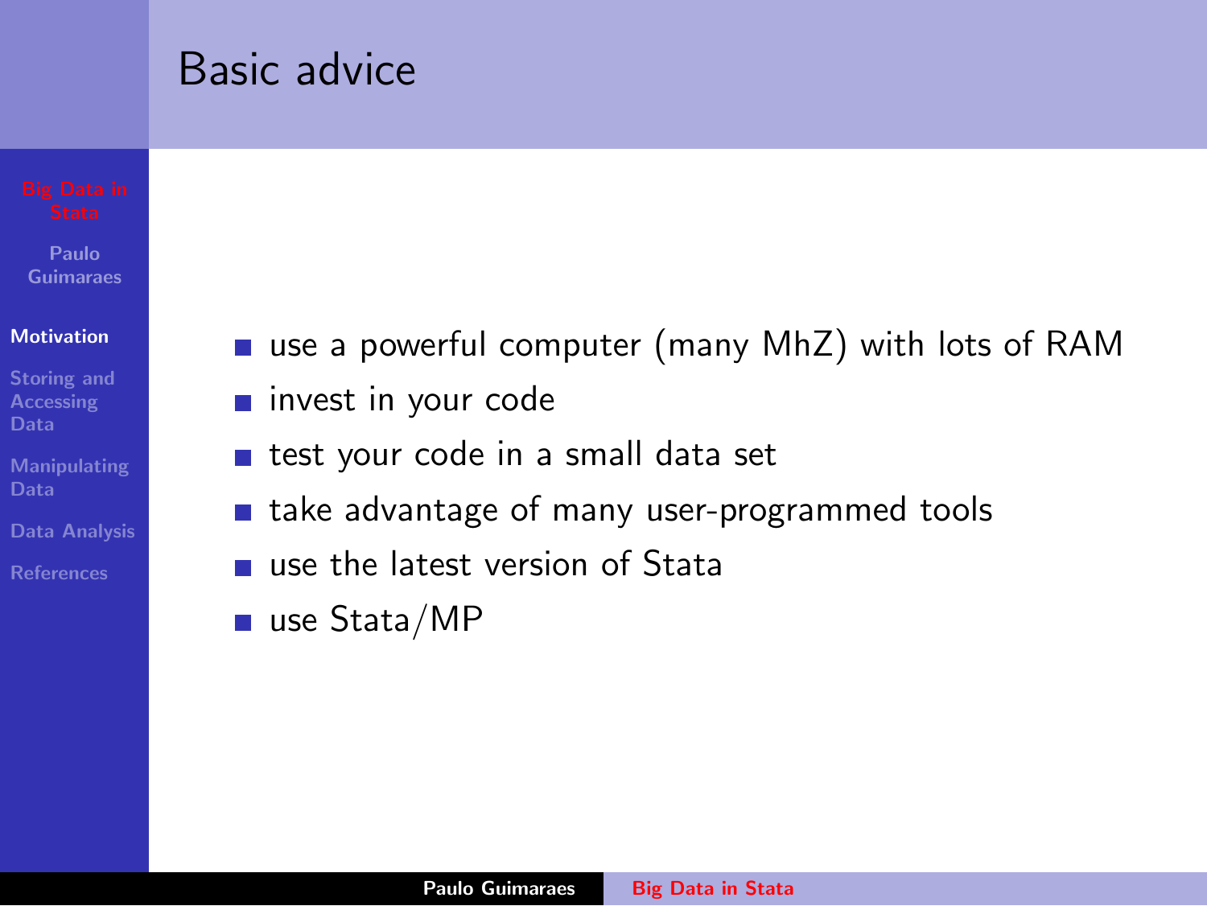## Basic advice

- use a powerful computer (many MhZ) with lots of RAM
- invest in your code
- test your code in a small data set
- take advantage of many user-programmed tools
- use the latest version of Stata
- use Stata/MP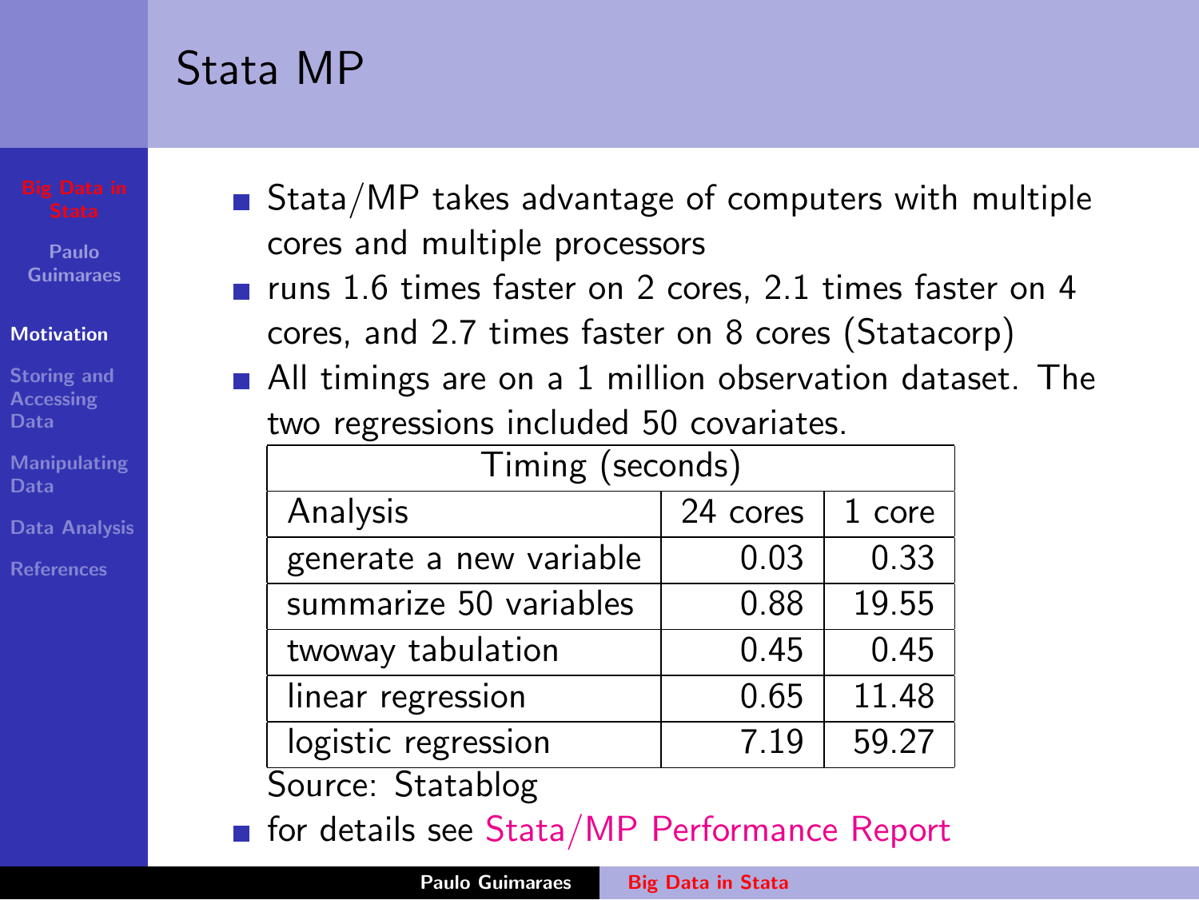# Stata MP

- Stata/MP takes advantage of computers with multiple cores and multiple processors
- runs 1.6 times faster on 2 cores, 2.1 times faster on 4 cores, and 2.7 times faster on 8 cores (Statacorp)
- All timings are on a 1 million observation dataset. The two regressions included 50 covariates.

| Timing (seconds) | | |
|---|---|---|
| Analysis | 24 cores | 1 core |
| generate a new variable | 0.03 | 0.33 |
| summarize 50 variables | 0.88 | 19.55 |
| twoway tabulation | 0.45 | 0.45 |
| linear regression | 0.65 | 11.48 |
| logistic regression | 7.19 | 59.27 |

Source: Statablog

- for details see Stata/MP Performance Report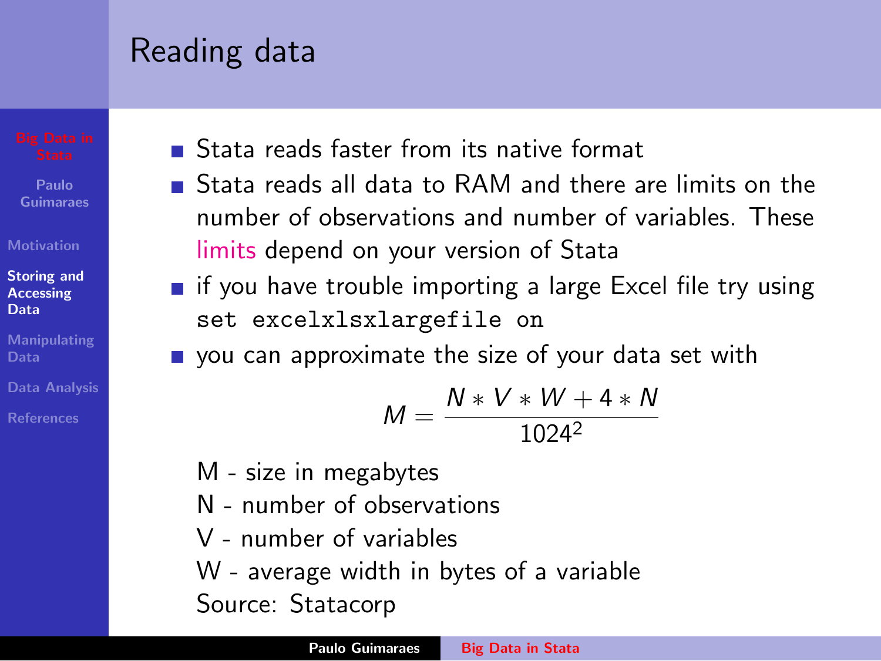## Reading data

- Stata reads faster from its native format
- Stata reads all data to RAM and there are limits on the number of observations and number of variables. These limits depend on your version of Stata
- if you have trouble importing a large Excel file try using `set excelxlsxlargefile on`
- you can approximate the size of your data set with

$$M = \frac{N * V * W + 4 * N}{1024^2}$$

M - size in megabytes
N - number of observations
V - number of variables
W - average width in bytes of a variable
Source: Statacorp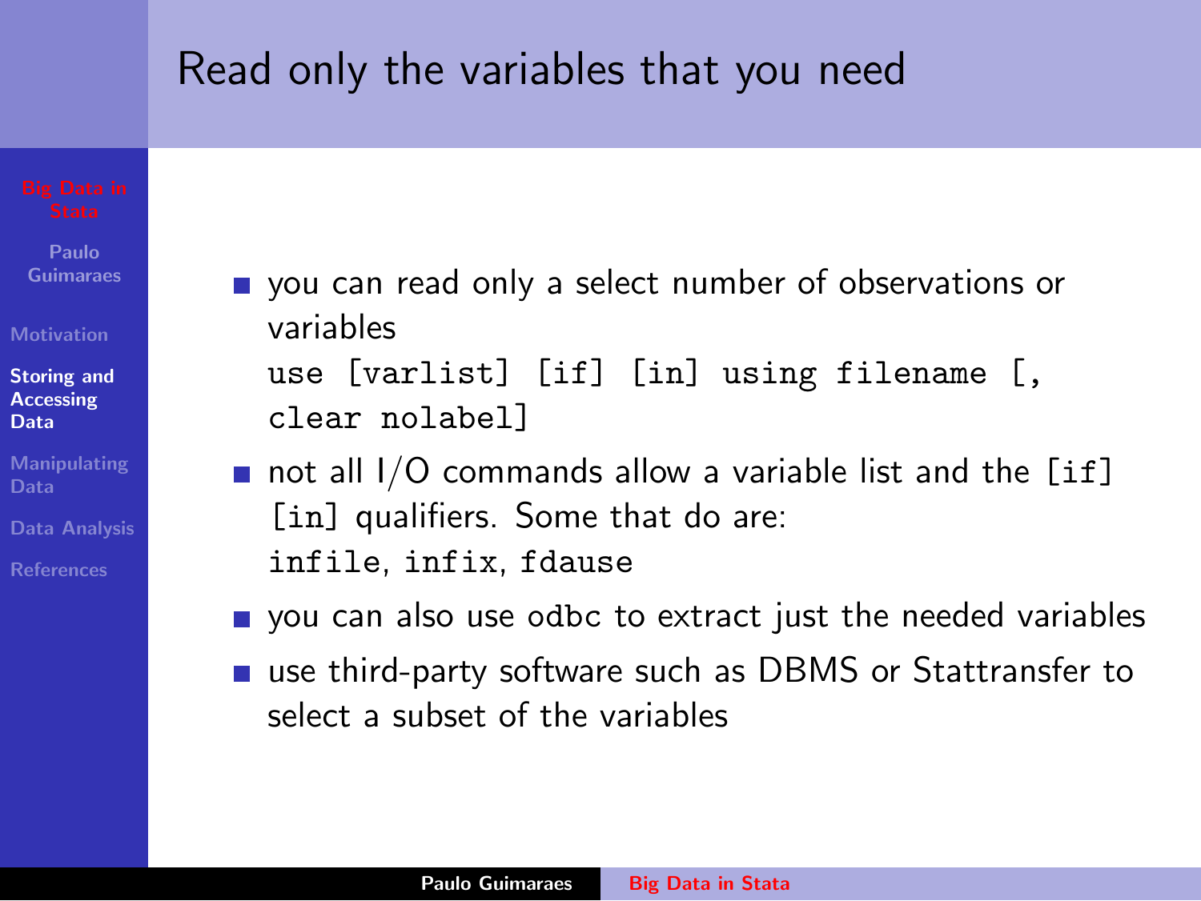# Read only the variables that you need

- you can read only a select number of observations or variables

  `use [varlist] [if] [in] using filename [, clear nolabel]`

- not all I/O commands allow a variable list and the `[if]` `[in]` qualifiers. Some that do are:

  `infile`, `infix`, `fdause`

- you can also use odbc to extract just the needed variables
- use third-party software such as DBMS or Stattransfer to select a subset of the variables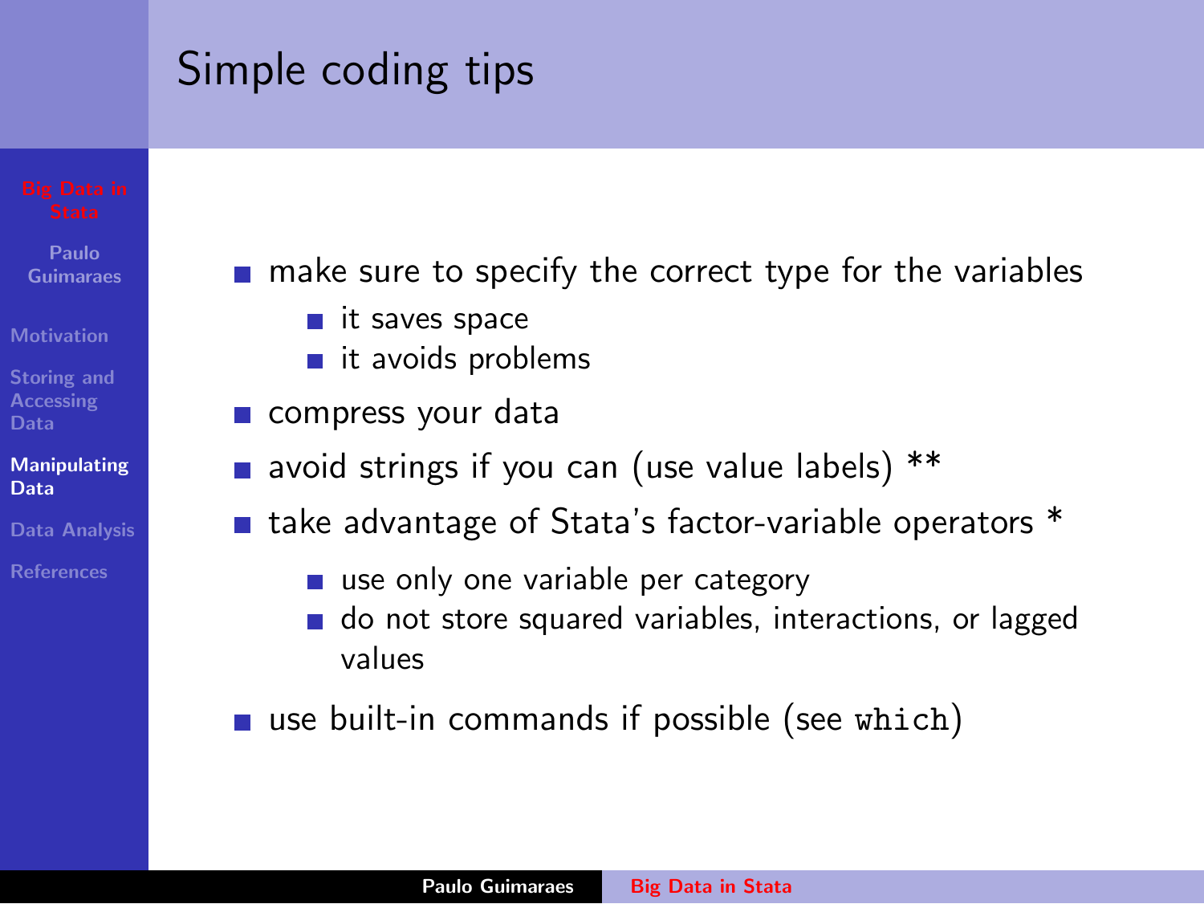# Simple coding tips

- make sure to specify the correct type for the variables
  - it saves space
  - it avoids problems
- compress your data
- avoid strings if you can (use value labels) **
- take advantage of Stata's factor-variable operators *
  - use only one variable per category
  - do not store squared variables, interactions, or lagged values
- use built-in commands if possible (see `which`)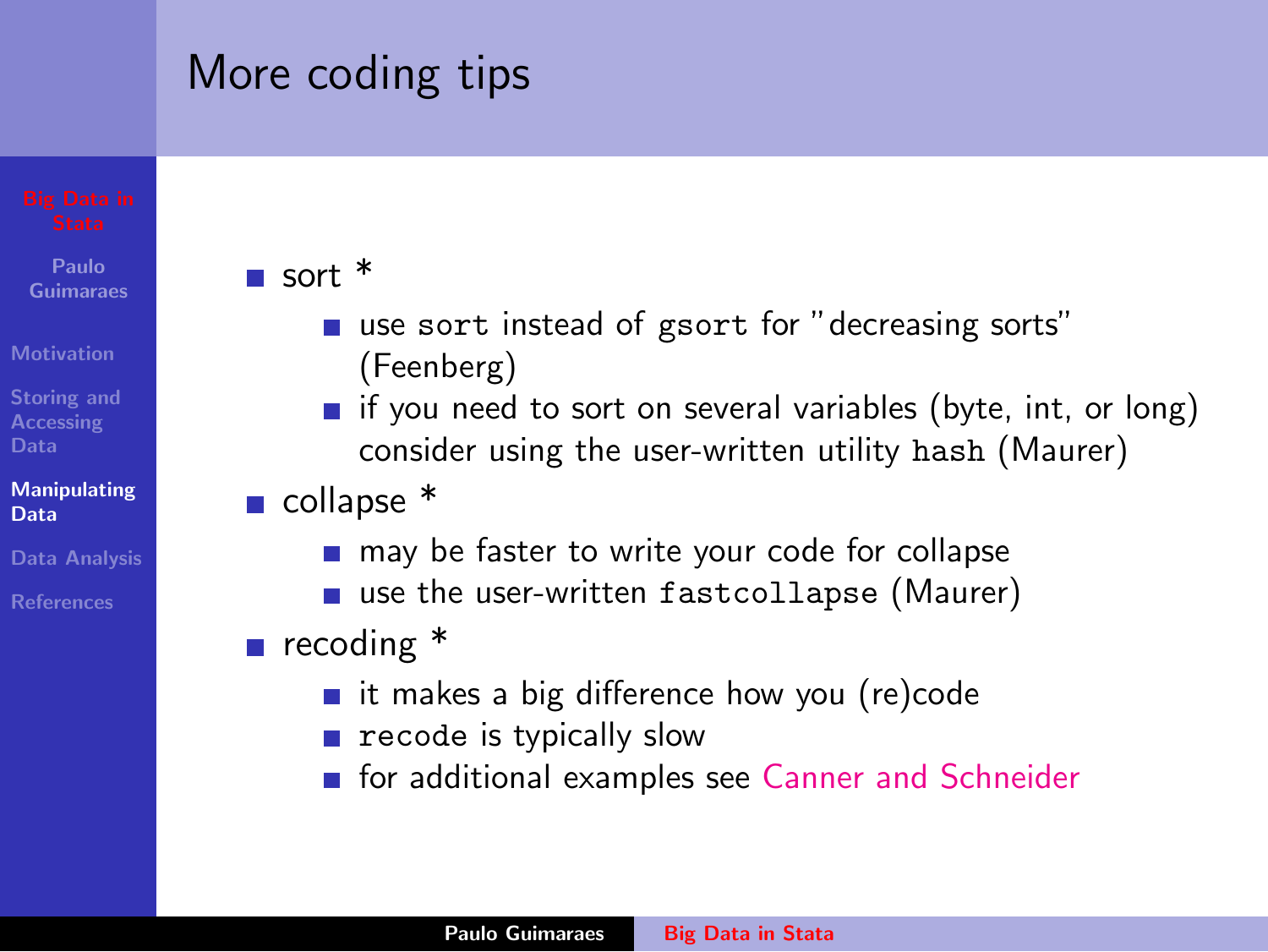# More coding tips

- sort *
  - use `sort` instead of `gsort` for "decreasing sorts" (Feenberg)
  - if you need to sort on several variables (byte, int, or long) consider using the user-written utility `hash` (Maurer)
- collapse *
  - may be faster to write your code for collapse
  - use the user-written `fastcollapse` (Maurer)
- recoding *
  - it makes a big difference how you (re)code
  - `recode` is typically slow
  - for additional examples see Canner and Schneider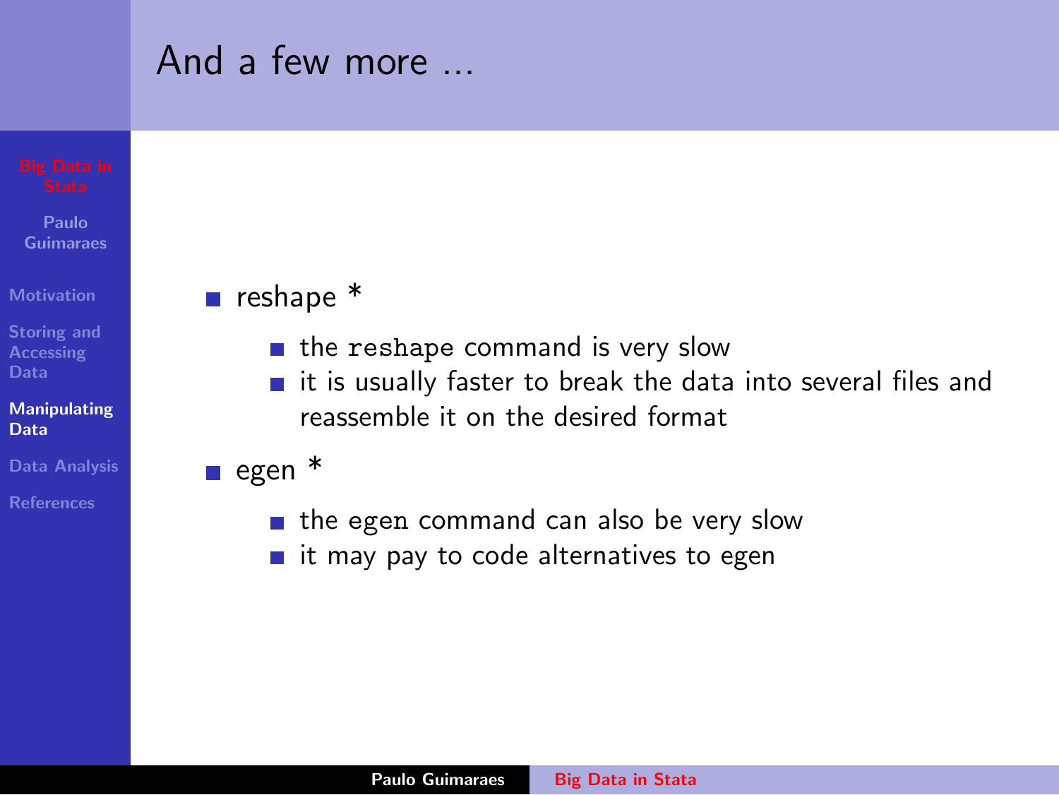# And a few more ...

- reshape *
  - the `reshape` command is very slow
  - it is usually faster to break the data into several files and reassemble it on the desired format
- egen *
  - the `egen` command can also be very slow
  - it may pay to code alternatives to egen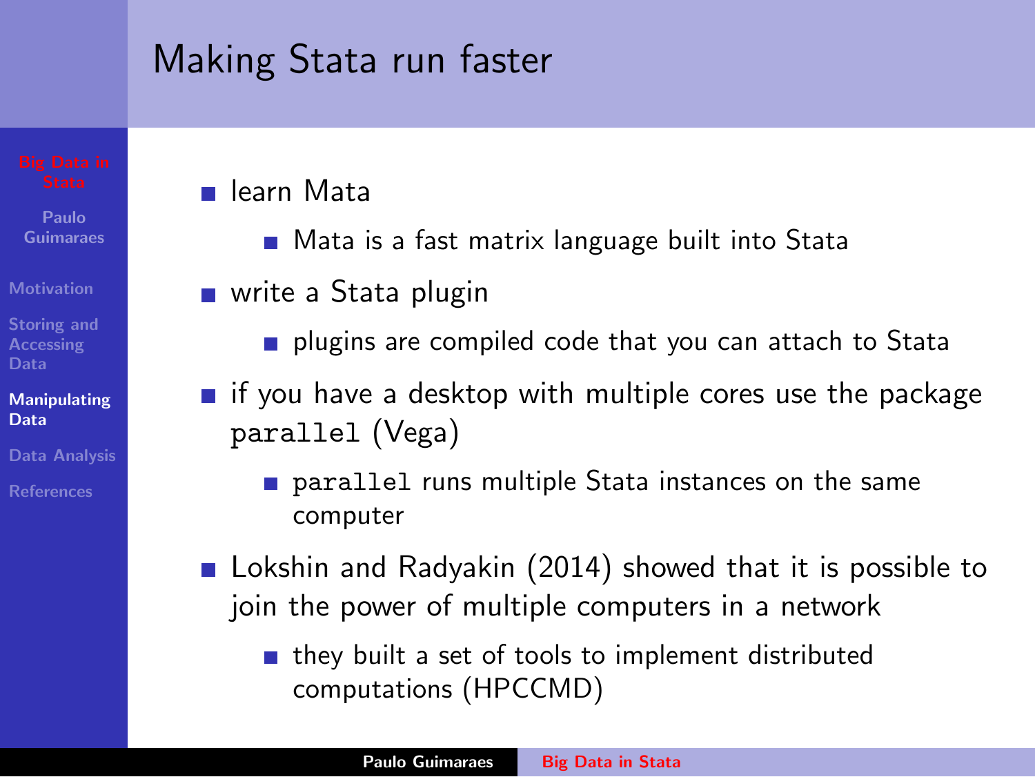# Making Stata run faster

- learn Mata
  - Mata is a fast matrix language built into Stata
- write a Stata plugin
  - plugins are compiled code that you can attach to Stata
- if you have a desktop with multiple cores use the package `parallel` (Vega)
  - `parallel` runs multiple Stata instances on the same computer
- Lokshin and Radyakin (2014) showed that it is possible to join the power of multiple computers in a network
  - they built a set of tools to implement distributed computations (HPCCMD)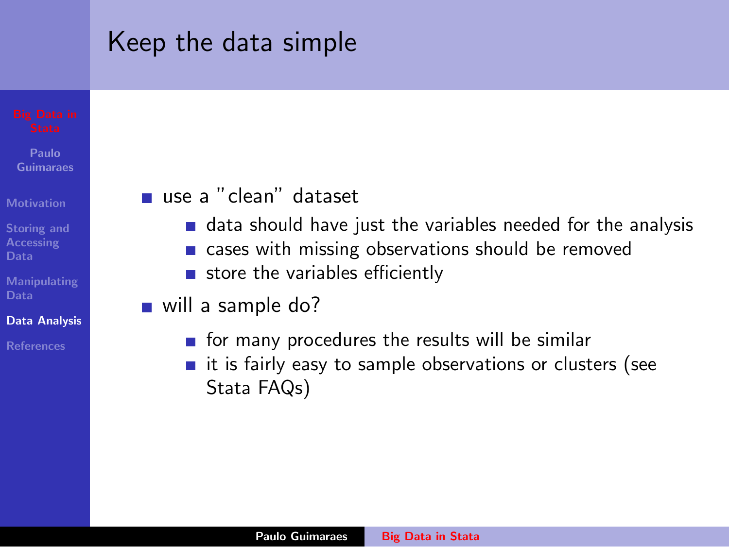# Keep the data simple

- use a "clean" dataset
  - data should have just the variables needed for the analysis
  - cases with missing observations should be removed
  - store the variables efficiently
- will a sample do?
  - for many procedures the results will be similar
  - it is fairly easy to sample observations or clusters (see Stata FAQs)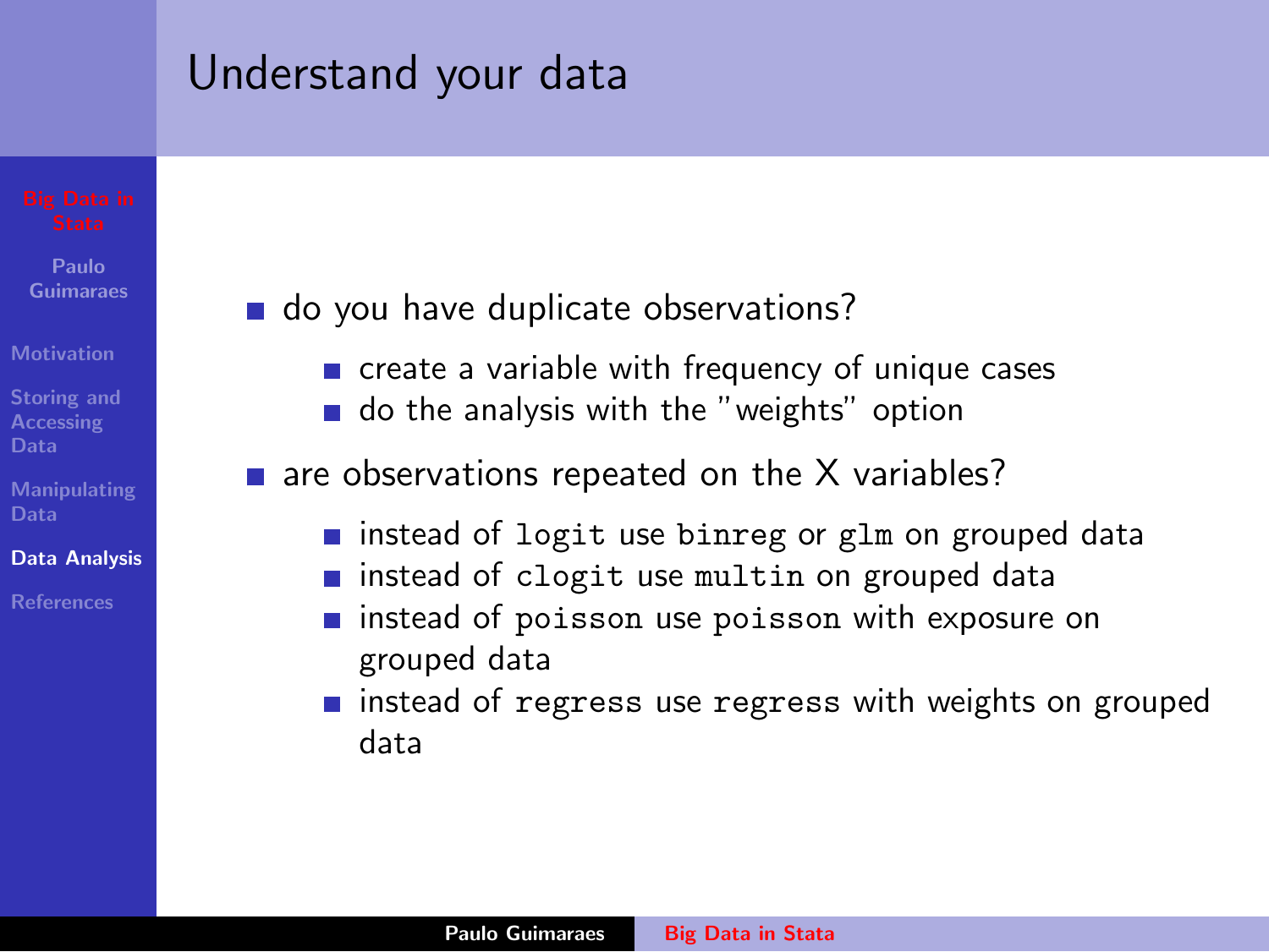## Understand your data

- do you have duplicate observations?
  - create a variable with frequency of unique cases
  - do the analysis with the "weights" option
- are observations repeated on the X variables?
  - instead of `logit` use `binreg` or `glm` on grouped data
  - instead of `clogit` use `multin` on grouped data
  - instead of `poisson` use `poisson` with exposure on grouped data
  - instead of `regress` use `regress` with weights on grouped data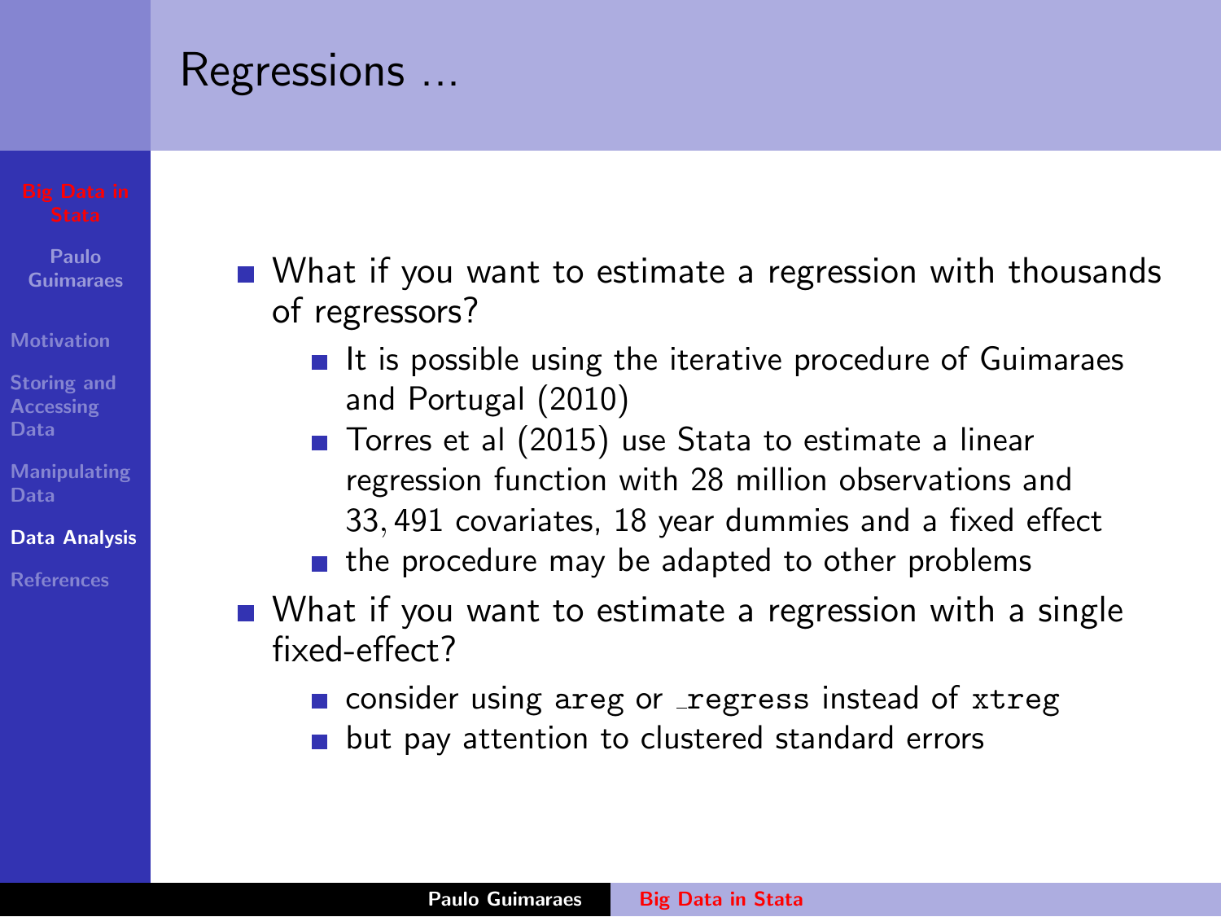# Regressions ...

- What if you want to estimate a regression with thousands of regressors?
  - It is possible using the iterative procedure of Guimaraes and Portugal (2010)
  - Torres et al (2015) use Stata to estimate a linear regression function with 28 million observations and 33,491 covariates, 18 year dummies and a fixed effect
  - the procedure may be adapted to other problems
- What if you want to estimate a regression with a single fixed-effect?
  - consider using `areg` or `_regress` instead of `xtreg`
  - but pay attention to clustered standard errors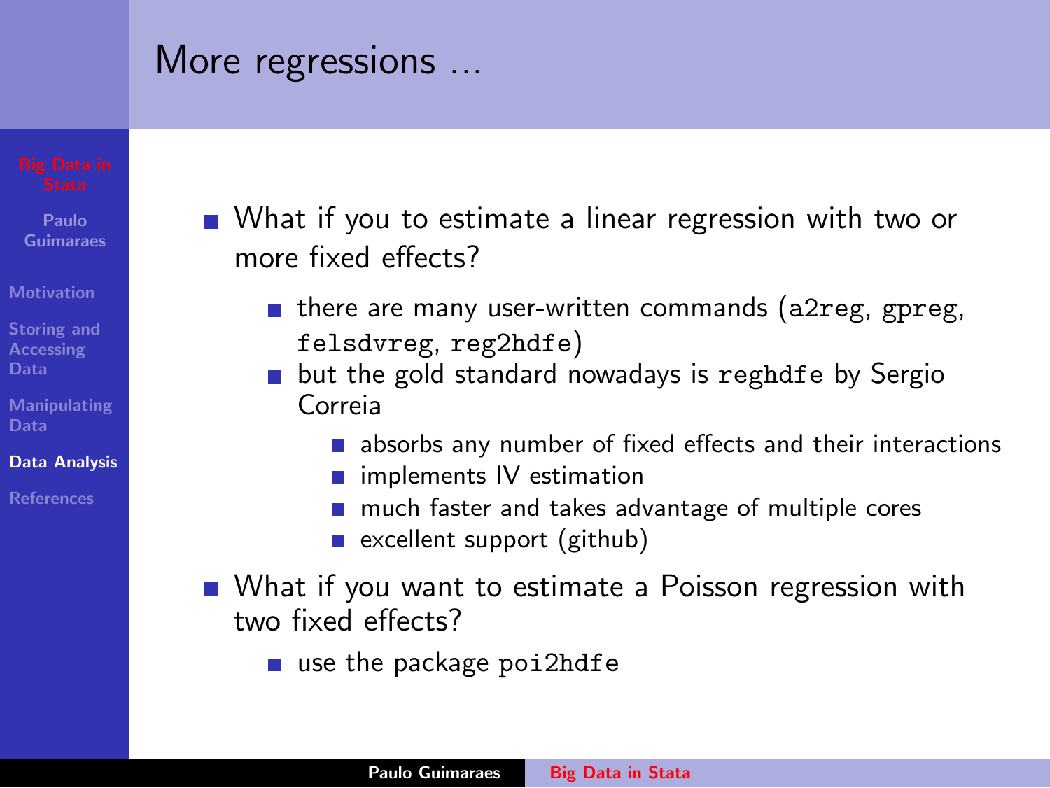# More regressions ...

- What if you to estimate a linear regression with two or more fixed effects?
  - there are many user-written commands (`a2reg`, `gpreg`, `felsdvreg`, `reg2hdfe`)
  - but the gold standard nowadays is `reghdfe` by Sergio Correia
    - absorbs any number of fixed effects and their interactions
    - implements IV estimation
    - much faster and takes advantage of multiple cores
    - excellent support (github)
- What if you want to estimate a Poisson regression with two fixed effects?
  - use the package `poi2hdfe`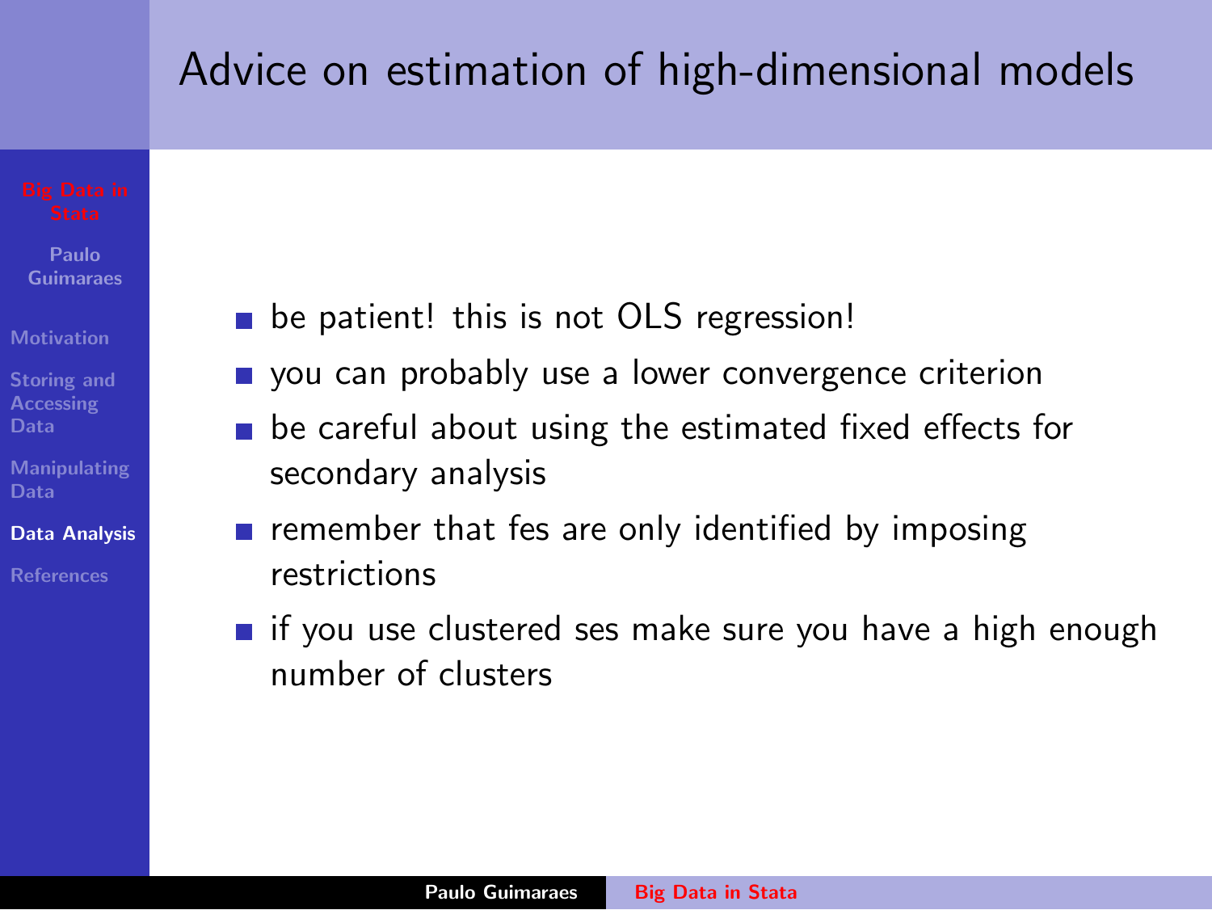# Advice on estimation of high-dimensional models

- be patient! this is not OLS regression!
- you can probably use a lower convergence criterion
- be careful about using the estimated fixed effects for secondary analysis
- remember that fes are only identified by imposing restrictions
- if you use clustered ses make sure you have a high enough number of clusters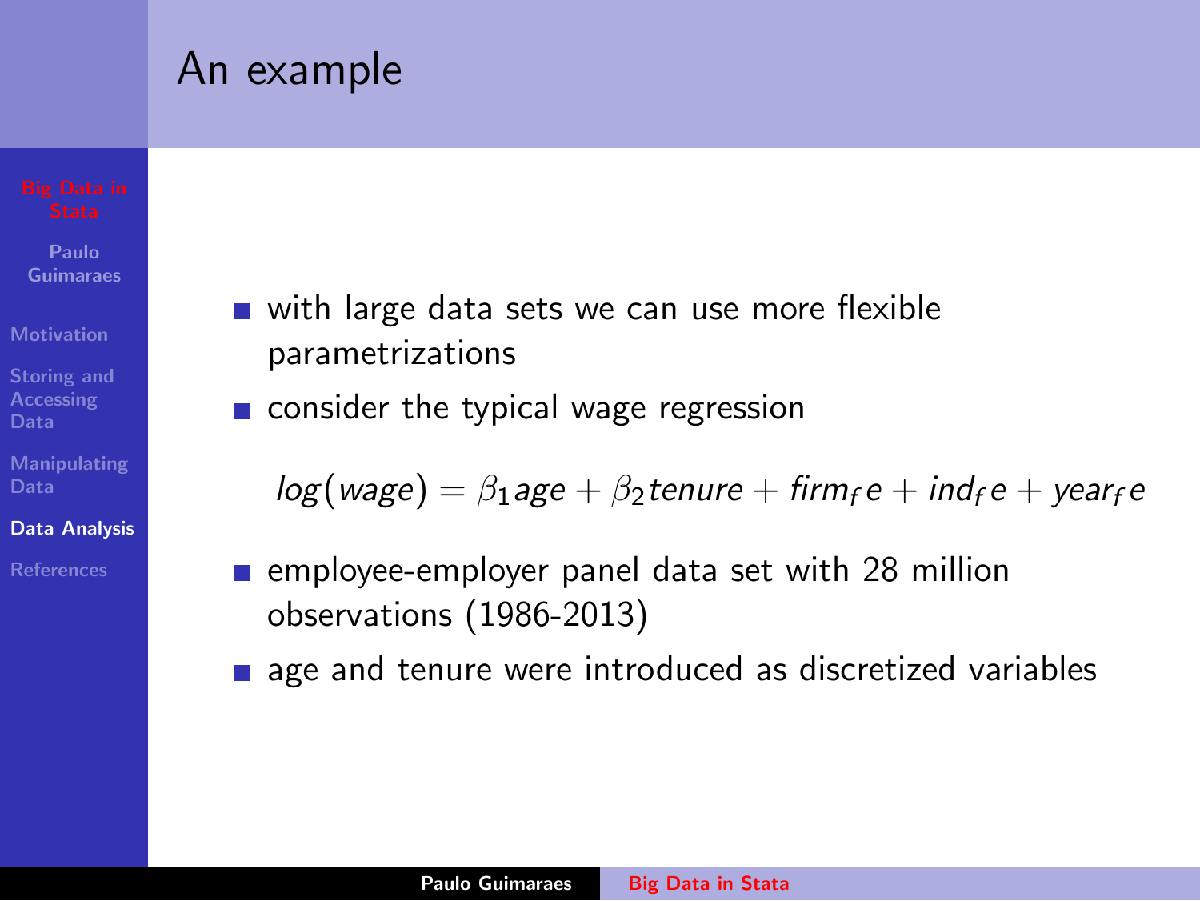# An example

- with large data sets we can use more flexible parametrizations
- consider the typical wage regression

$$log(wage) = \beta_1 age + \beta_2 tenure + firm_f e + ind_f e + year_f e$$

- employee-employer panel data set with 28 million observations (1986-2013)
- age and tenure were introduced as discretized variables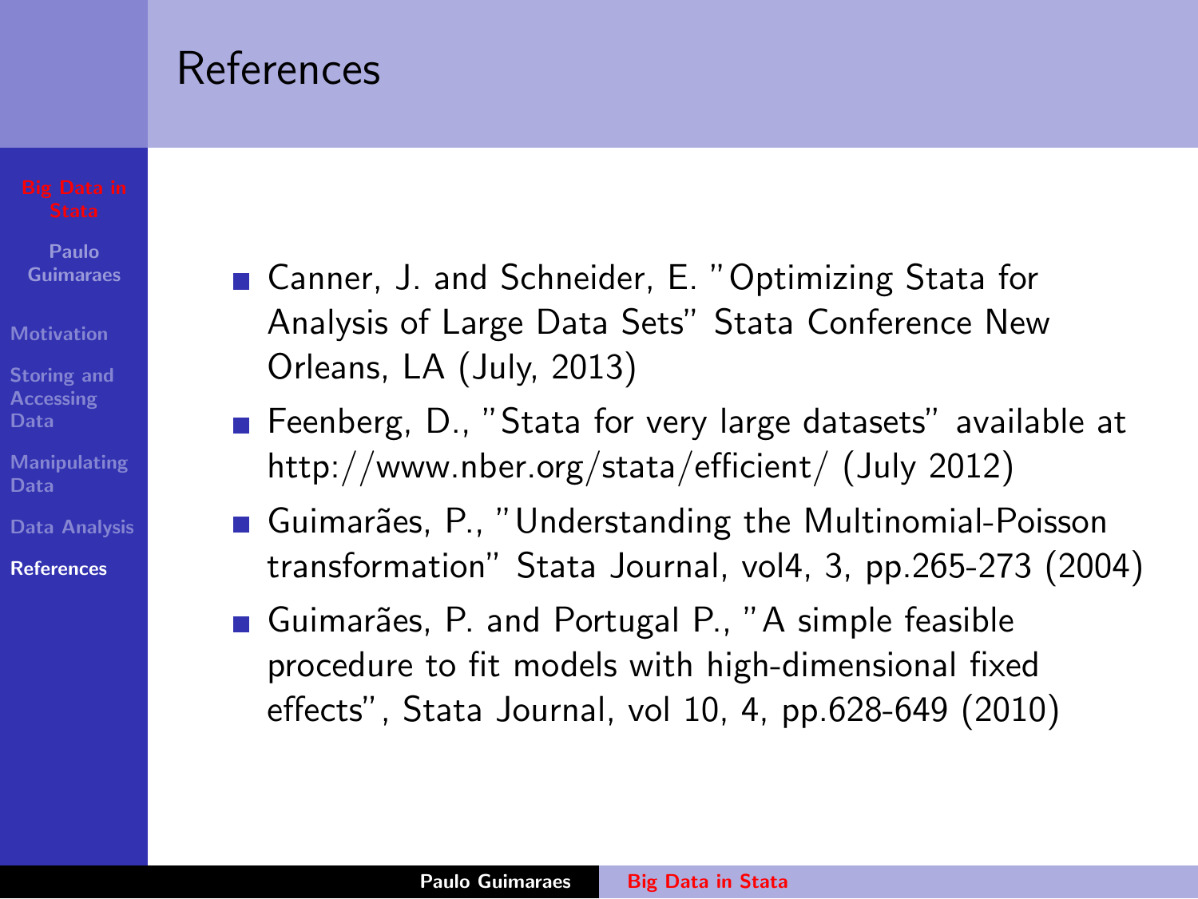# References

- Canner, J. and Schneider, E. "Optimizing Stata for Analysis of Large Data Sets" Stata Conference New Orleans, LA (July, 2013)
- Feenberg, D., "Stata for very large datasets" available at http://www.nber.org/stata/efficient/ (July 2012)
- Guimarães, P., "Understanding the Multinomial-Poisson transformation" Stata Journal, vol4, 3, pp.265-273 (2004)
- Guimarães, P. and Portugal P., "A simple feasible procedure to fit models with high-dimensional fixed effects", Stata Journal, vol 10, 4, pp.628-649 (2010)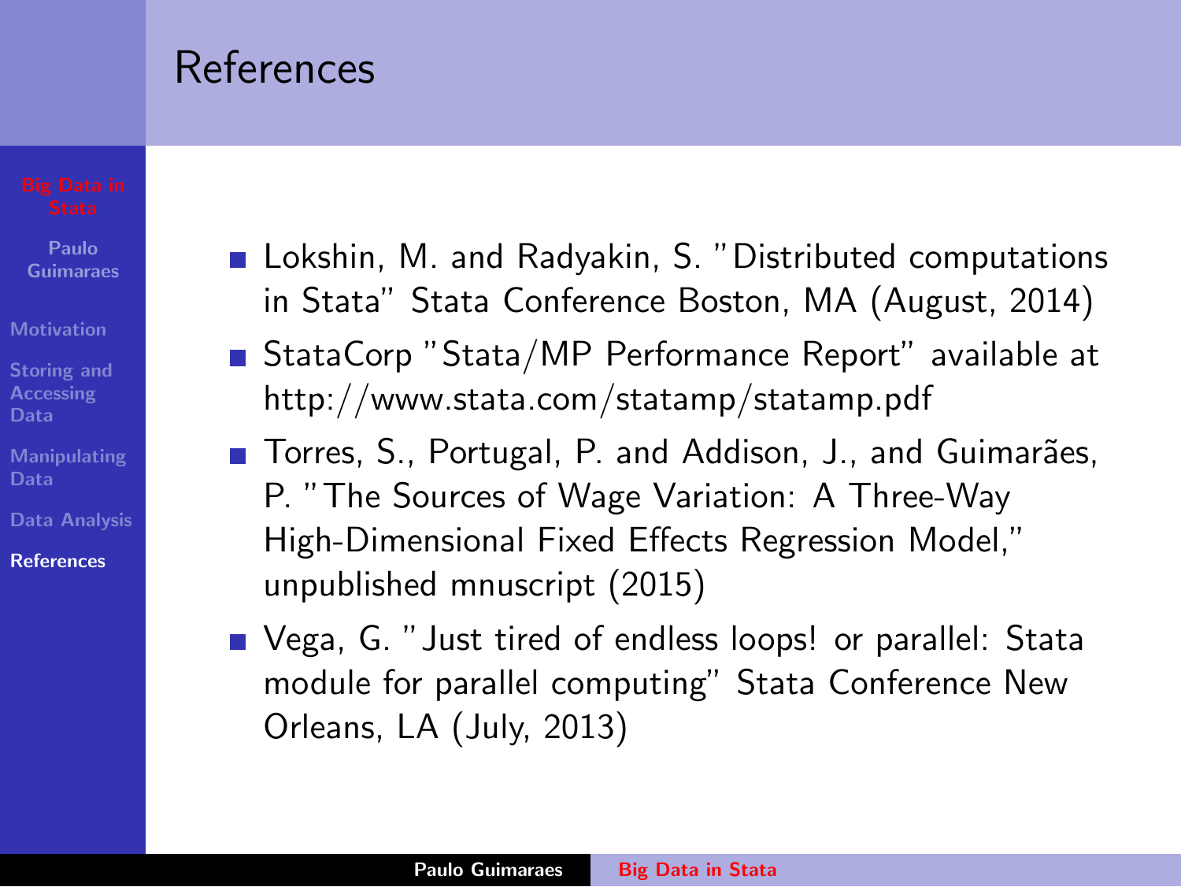# References

- Lokshin, M. and Radyakin, S. "Distributed computations in Stata" Stata Conference Boston, MA (August, 2014)
- StataCorp "Stata/MP Performance Report" available at http://www.stata.com/statamp/statamp.pdf
- Torres, S., Portugal, P. and Addison, J., and Guimarães, P. "The Sources of Wage Variation: A Three-Way High-Dimensional Fixed Effects Regression Model," unpublished mnuscript (2015)
- Vega, G. "Just tired of endless loops! or parallel: Stata module for parallel computing" Stata Conference New Orleans, LA (July, 2013)